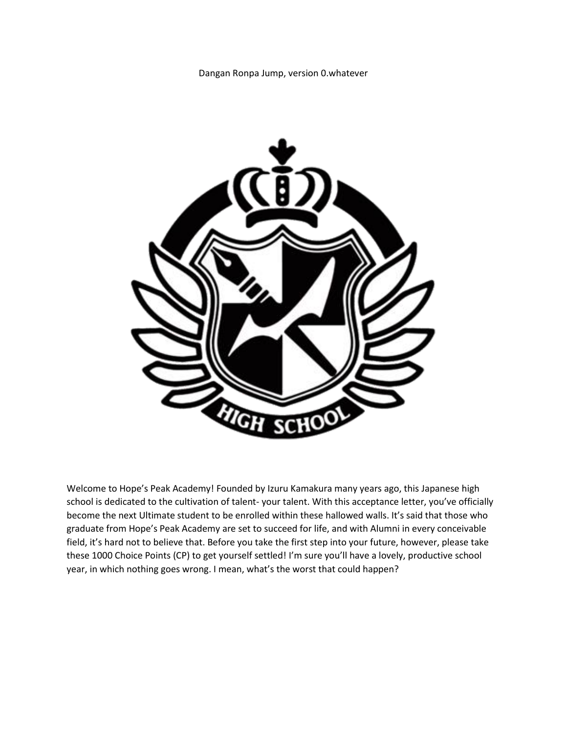Dangan Ronpa Jump, version 0.whatever

Welcome to Hope's Peak Academy! Founded by Izuru Kamakura many years ago, this Japanese high school is dedicated to the cultivation of talent- your talent. With this acceptance letter, you've officially become the next Ultimate student to be enrolled within these hallowed walls. It's said that those who graduate from Hope's Peak Academy are set to succeed for life, and with Alumni in every conceivable field, it's hard not to believe that. Before you take the first step into your future, however, please take these 1000 Choice Points (CP) to get yourself settled! I'm sure you'll have a lovely, productive school year, in which nothing goes wrong. I mean, what's the worst that could happen?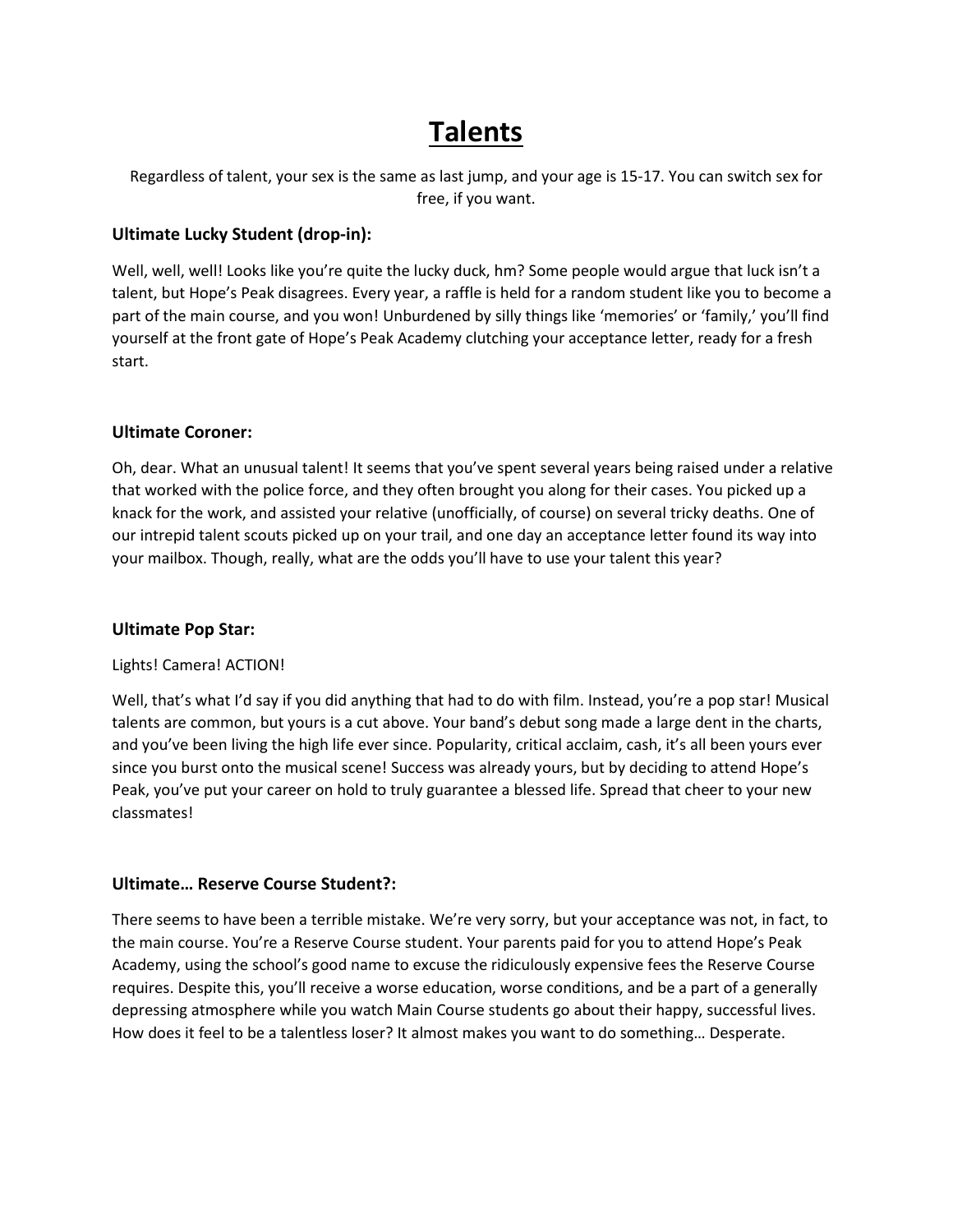# Talents

Regardless of talent, your sex is the same as last jump, and your age is 15-17. You can switch sex for free, if you want.

### Ultimate Lucky Student (drop-in):

Well, well, well! Looks like you're quite the lucky duck, hm? Some people would argue that luck isn't a talent, but Hope's Peak disagrees. Every year, a raffle is held for a random student like you to become a part of the main course, and you won! Unburdened by silly things like 'memories' or 'family,' you'll find yourself at the front gate of Hope's Peak Academy clutching your acceptance letter, ready for a fresh start.

### Ultimate Coroner:

Oh, dear. What an unusual talent! It seems that you've spent several years being raised under a relative that worked with the police force, and they often brought you along for their cases. You picked up a knack for the work, and assisted your relative (unofficially, of course) on several tricky deaths. One of our intrepid talent scouts picked up on your trail, and one day an acceptance letter found its way into your mailbox. Though, really, what are the odds you'll have to use your talent this year?

### Ultimate Pop Star:

Lights! Camera! ACTION!

Well, that's what I'd say if you did anything that had to do with film. Instead, you're a pop star! Musical talents are common, but yours is a cut above. Your band's debut song made a large dent in the charts, and you've been living the high life ever since. Popularity, critical acclaim, cash, it's all been yours ever since you burst onto the musical scene! Success was already yours, but by deciding to attend Hope's Peak, you've put your career on hold to truly guarantee a blessed life. Spread that cheer to your new classmates!

### Ultimate… Reserve Course Student?:

There seems to have been a terrible mistake. We're very sorry, but your acceptance was not, in fact, to the main course. You're a Reserve Course student. Your parents paid for you to attend Hope's Peak Academy, using the school's good name to excuse the ridiculously expensive fees the Reserve Course requires. Despite this, you'll receive a worse education, worse conditions, and be a part of a generally depressing atmosphere while you watch Main Course students go about their happy, successful lives. How does it feel to be a talentless loser? It almost makes you want to do something… Desperate.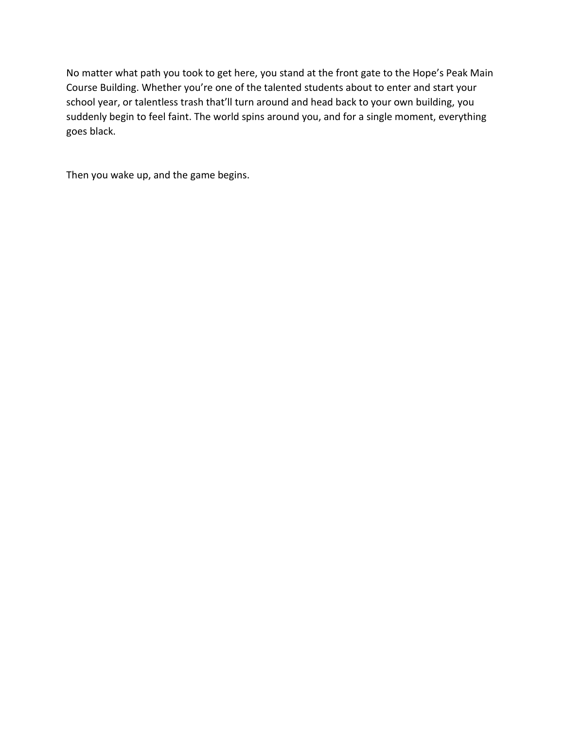No matter what path you took to get here, you stand at the front gate to the Hope's Peak Main Course Building. Whether you're one of the talented students about to enter and start your school year, or talentless trash that'll turn around and head back to your own building, you suddenly begin to feel faint. The world spins around you, and for a single moment, everything goes black.

Then you wake up, and the game begins.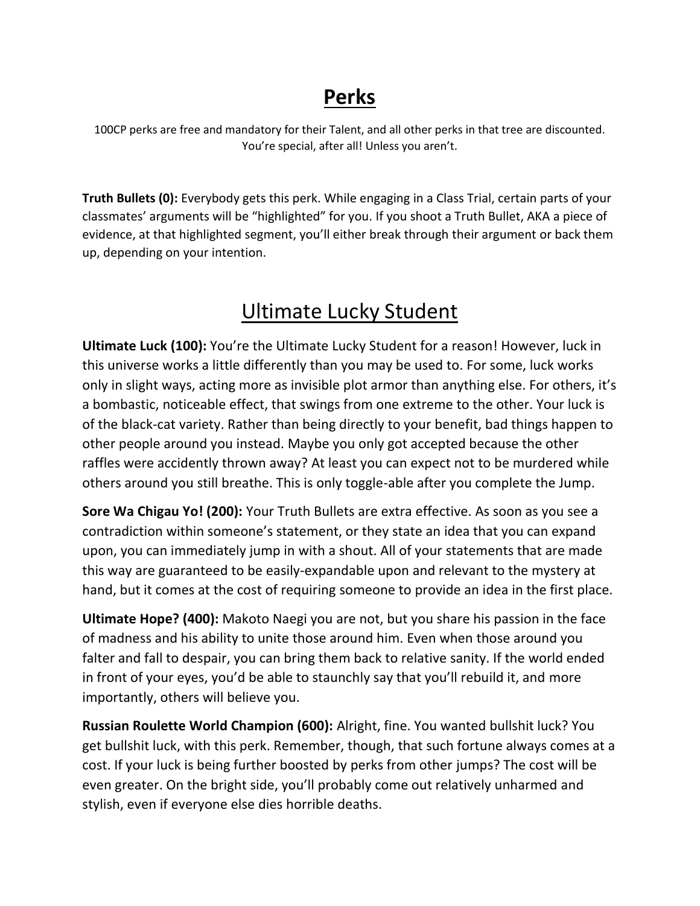# Perks

100CP perks are free and mandatory for their Talent, and all other perks in that tree are discounted. You're special, after all! Unless you aren't.

**Truth Bullets (0):** Everybody gets this perk. While engaging in a Class Trial, certain parts of your classmates' arguments will be "highlighted" for you. If you shoot a Truth Bullet, AKA a piece of evidence, at that highlighted segment, you'll either break through their argument or back them up, depending on your intention.

## Ultimate Lucky Student

**Ultimate Luck (100):** You're the Ultimate Lucky Student for a reason! However, luck in this universe works a little differently than you may be used to. For some, luck works only in slight ways, acting more as invisible plot armor than anything else. For others, it's a bombastic, noticeable effect, that swings from one extreme to the other. Your luck is of the black-cat variety. Rather than being directly to your benefit, bad things happen to other people around you instead. Maybe you only got accepted because the other raffles were accidently thrown away? At least you can expect not to be murdered while others around you still breathe. This is only toggle-able after you complete the Jump.

**Sore Wa Chigau Yo! (200):** Your Truth Bullets are extra effective. As soon as you see a contradiction within someone's statement, or they state an idea that you can expand upon, you can immediately jump in with a shout. All of your statements that are made this way are guaranteed to be easily-expandable upon and relevant to the mystery at hand, but it comes at the cost of requiring someone to provide an idea in the first place.

**Ultimate Hope? (400):** Makoto Naegi you are not, but you share his passion in the face of madness and his ability to unite those around him. Even when those around you falter and fall to despair, you can bring them back to relative sanity. If the world ended in front of your eyes, you'd be able to staunchly say that you'll rebuild it, and more importantly, others will believe you.

**Russian Roulette World Champion (600):** Alright, fine. You wanted bullshit luck? You get bullshit luck, with this perk. Remember, though, that such fortune always comes at a cost. If your luck is being further boosted by perks from other jumps? The cost will be even greater. On the bright side, you'll probably come out relatively unharmed and stylish, even if everyone else dies horrible deaths.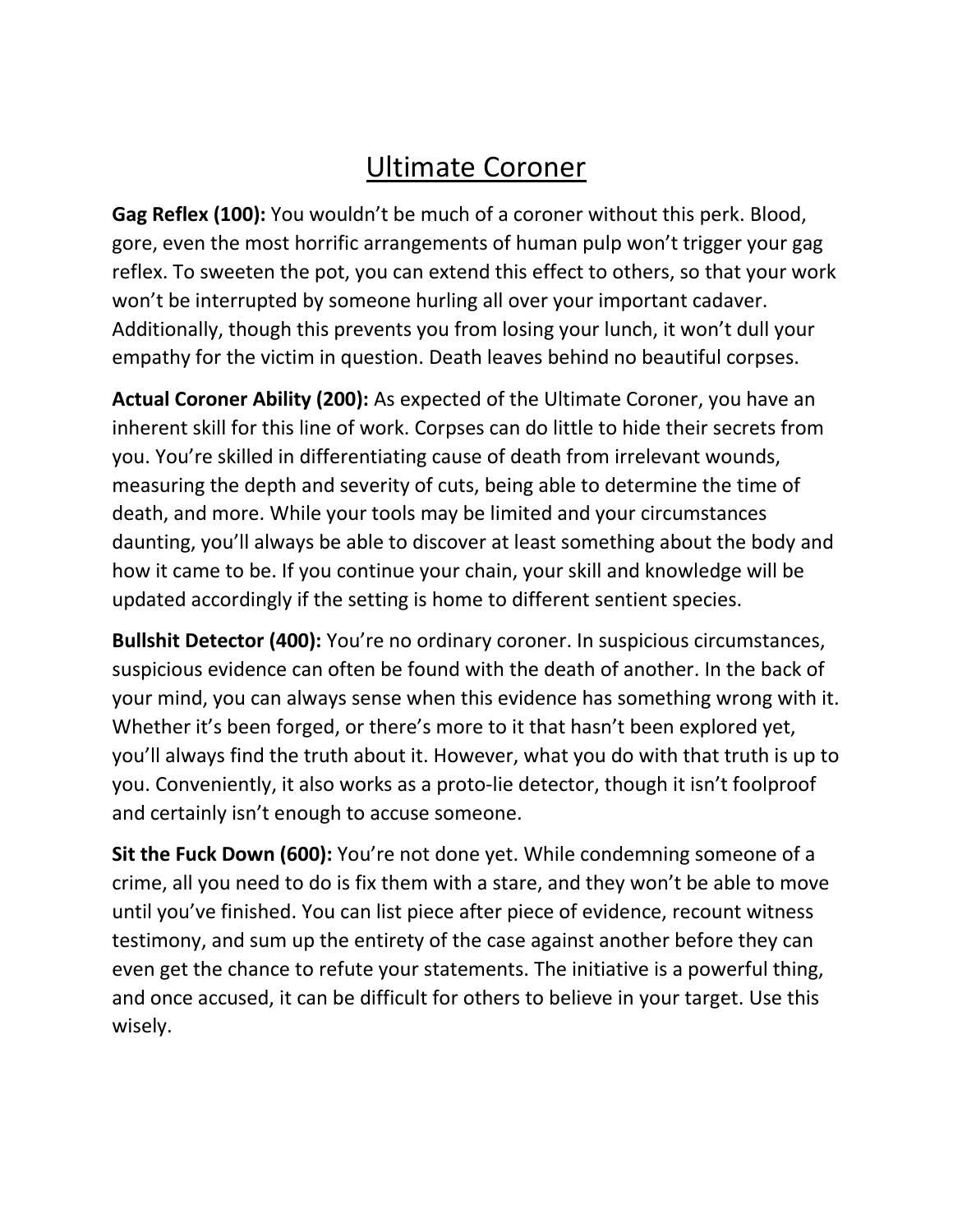# Ultimate Coroner

**Gag Reflex (100):** You wouldn't be much of a coroner without this perk. Blood, gore, even the most horrific arrangements of human pulp won't trigger your gag reflex. To sweeten the pot, you can extend this effect to others, so that your work won't be interrupted by someone hurling all over your important cadaver. Additionally, though this prevents you from losing your lunch, it won't dull your empathy for the victim in question. Death leaves behind no beautiful corpses.

**Actual Coroner Ability (200):** As expected of the Ultimate Coroner, you have an inherent skill for this line of work. Corpses can do little to hide their secrets from you. You're skilled in differentiating cause of death from irrelevant wounds, measuring the depth and severity of cuts, being able to determine the time of death, and more. While your tools may be limited and your circumstances daunting, you'll always be able to discover at least something about the body and how it came to be. If you continue your chain, your skill and knowledge will be updated accordingly if the setting is home to different sentient species.

**Bullshit Detector (400):** You're no ordinary coroner. In suspicious circumstances, suspicious evidence can often be found with the death of another. In the back of your mind, you can always sense when this evidence has something wrong with it. Whether it's been forged, or there's more to it that hasn't been explored yet, you'll always find the truth about it. However, what you do with that truth is up to you. Conveniently, it also works as a proto-lie detector, though it isn't foolproof and certainly isn't enough to accuse someone.

**Sit the Fuck Down (600):** You're not done yet. While condemning someone of a crime, all you need to do is fix them with a stare, and they won't be able to move until you've finished. You can list piece after piece of evidence, recount witness testimony, and sum up the entirety of the case against another before they can even get the chance to refute your statements. The initiative is a powerful thing, and once accused, it can be difficult for others to believe in your target. Use this wisely.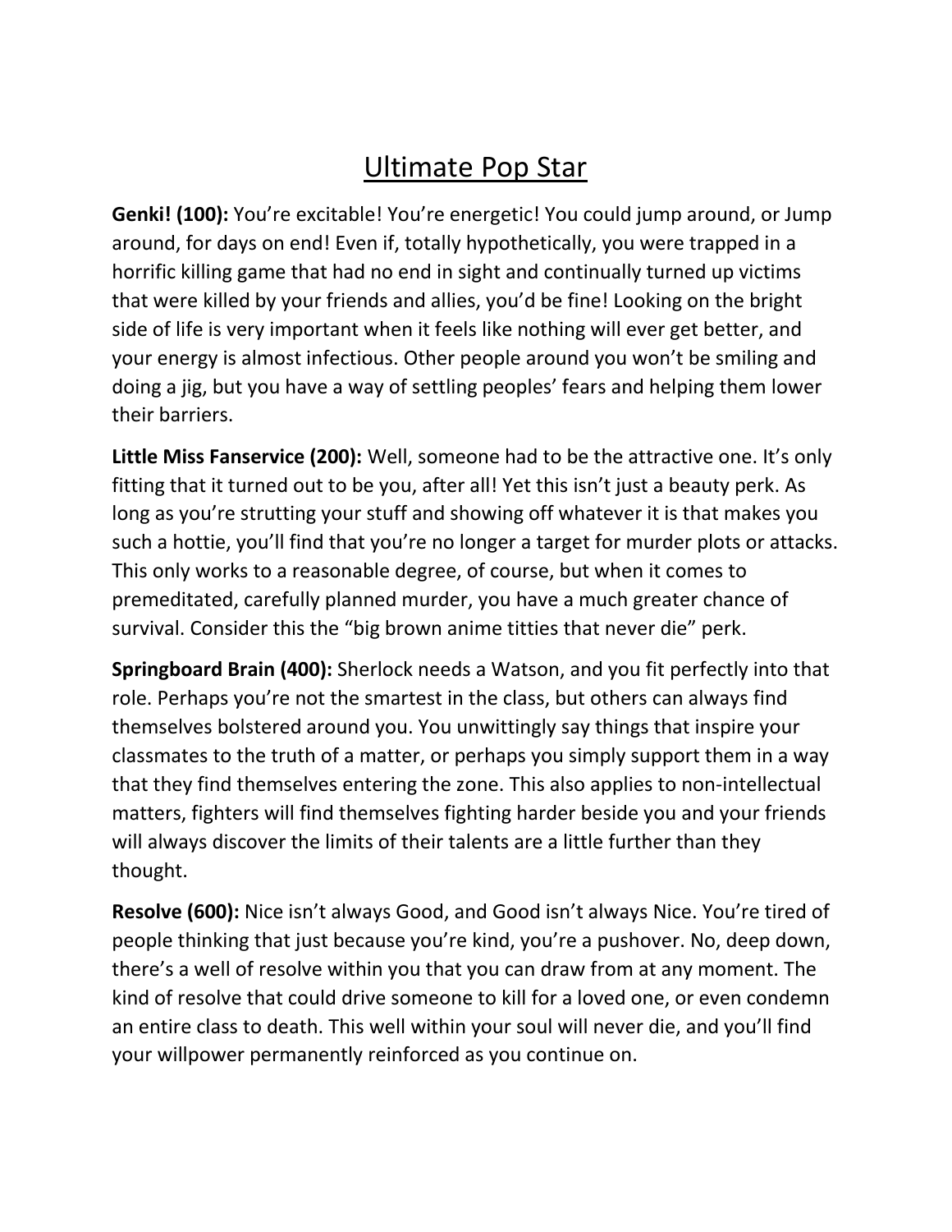# Ultimate Pop Star

**Genki! (100):** You're excitable! You're energetic! You could jump around, or Jump around, for days on end! Even if, totally hypothetically, you were trapped in a horrific killing game that had no end in sight and continually turned up victims that were killed by your friends and allies, you'd be fine! Looking on the bright side of life is very important when it feels like nothing will ever get better, and your energy is almost infectious. Other people around you won't be smiling and doing a jig, but you have a way of settling peoples' fears and helping them lower their barriers.

**Little Miss Fanservice (200):** Well, someone had to be the attractive one. It's only fitting that it turned out to be you, after all! Yet this isn't just a beauty perk. As long as you're strutting your stuff and showing off whatever it is that makes you such a hottie, you'll find that you're no longer a target for murder plots or attacks. This only works to a reasonable degree, of course, but when it comes to premeditated, carefully planned murder, you have a much greater chance of survival. Consider this the "big brown anime titties that never die" perk.

**Springboard Brain (400):** Sherlock needs a Watson, and you fit perfectly into that role. Perhaps you're not the smartest in the class, but others can always find themselves bolstered around you. You unwittingly say things that inspire your classmates to the truth of a matter, or perhaps you simply support them in a way that they find themselves entering the zone. This also applies to non-intellectual matters, fighters will find themselves fighting harder beside you and your friends will always discover the limits of their talents are a little further than they thought.

**Resolve (600):** Nice isn't always Good, and Good isn't always Nice. You're tired of people thinking that just because you're kind, you're a pushover. No, deep down, there's a well of resolve within you that you can draw from at any moment. The kind of resolve that could drive someone to kill for a loved one, or even condemn an entire class to death. This well within your soul will never die, and you'll find your willpower permanently reinforced as you continue on.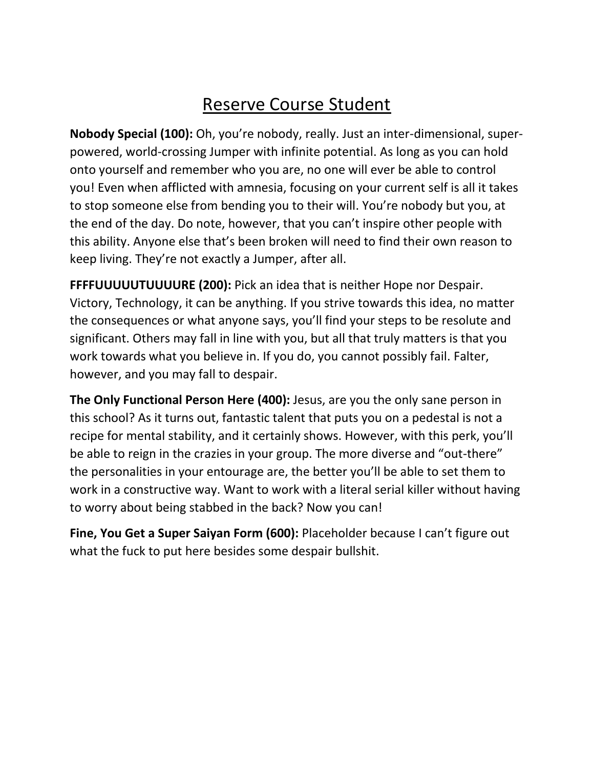# Reserve Course Student

**Nobody Special (100):** Oh, you're nobody, really. Just an inter-dimensional, super-powered, world-crossing Jumper with infinite potential. As long as you can hold onto yourself and remember who you are, no one will ever be able to control you! Even when afflicted with amnesia, focusing on your current self is all it takes to stop someone else from bending you to their will. You're nobody but you, at the end of the day. Do note, however, that you can't inspire other people with this ability. Anyone else that's been broken will need to find their own reason to keep living. They're not exactly a Jumper, after all.

**FFFFUUUUUTUUUURE (200):** Pick an idea that is neither Hope nor Despair. Victory, Technology, it can be anything. If you strive towards this idea, no matter the consequences or what anyone says, you'll find your steps to be resolute and significant. Others may fall in line with you, but all that truly matters is that you work towards what you believe in. If you do, you cannot possibly fail. Falter, however, and you may fall to despair.

**The Only Functional Person Here (400):** Jesus, are you the only sane person in this school? As it turns out, fantastic talent that puts you on a pedestal is not a recipe for mental stability, and it certainly shows. However, with this perk, you'll be able to reign in the crazies in your group. The more diverse and "out-there" the personalities in your entourage are, the better you'll be able to set them to work in a constructive way. Want to work with a literal serial killer without having to worry about being stabbed in the back? Now you can!

**Fine, You Get a Super Saiyan Form (600):** Placeholder because I can't figure out what the fuck to put here besides some despair bullshit.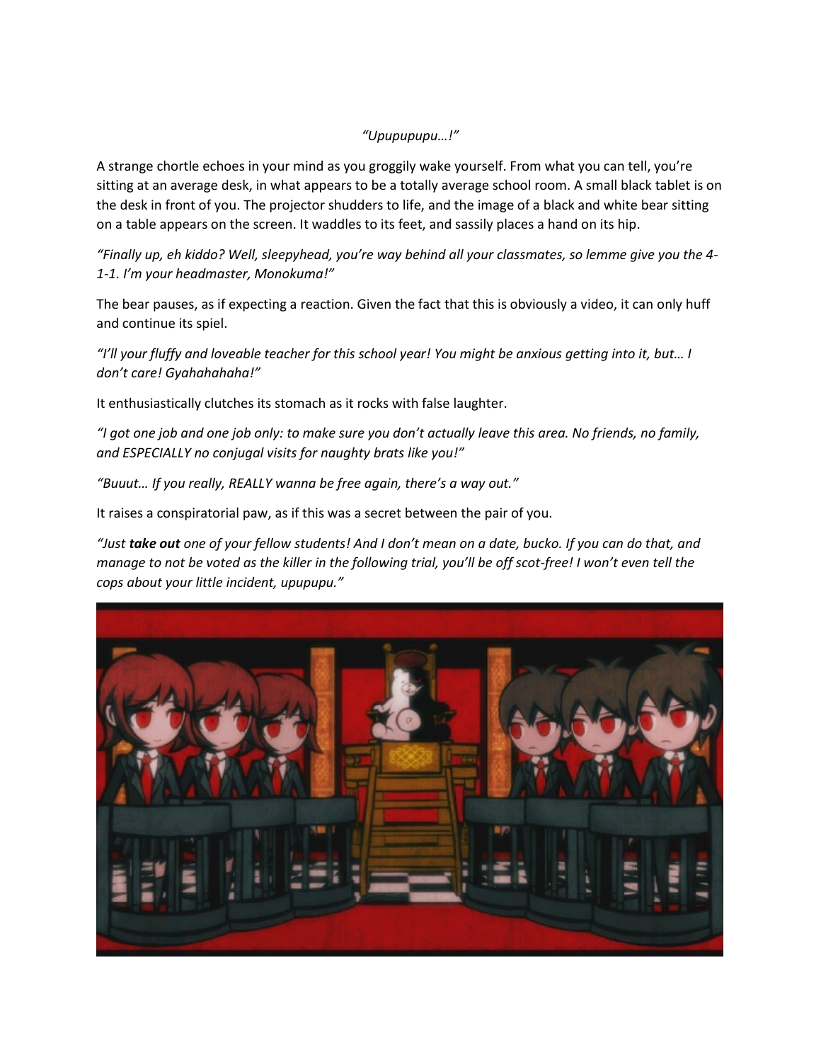*"Upupupupu…!"*

A strange chortle echoes in your mind as you groggily wake yourself. From what you can tell, you're sitting at an average desk, in what appears to be a totally average school room. A small black tablet is on the desk in front of you. The projector shudders to life, and the image of a black and white bear sitting on a table appears on the screen. It waddles to its feet, and sassily places a hand on its hip.

*"Finally up, eh kiddo? Well, sleepyhead, you're way behind all your classmates, so lemme give you the 4-1-1. I'm your headmaster, Monokuma!"*

The bear pauses, as if expecting a reaction. Given the fact that this is obviously a video, it can only huff and continue its spiel.

*"I'll your fluffy and loveable teacher for this school year! You might be anxious getting into it, but… I don't care! Gyahahahaha!"*

It enthusiastically clutches its stomach as it rocks with false laughter.

*"I got one job and one job only: to make sure you don't actually leave this area. No friends, no family, and ESPECIALLY no conjugal visits for naughty brats like you!"*

*"Buuut… If you really, REALLY wanna be free again, there's a way out."*

It raises a conspiratorial paw, as if this was a secret between the pair of you.

*"Just **take out** one of your fellow students! And I don't mean on a date, bucko. If you can do that, and manage to not be voted as the killer in the following trial, you'll be off scot-free! I won't even tell the cops about your little incident, upupupu."*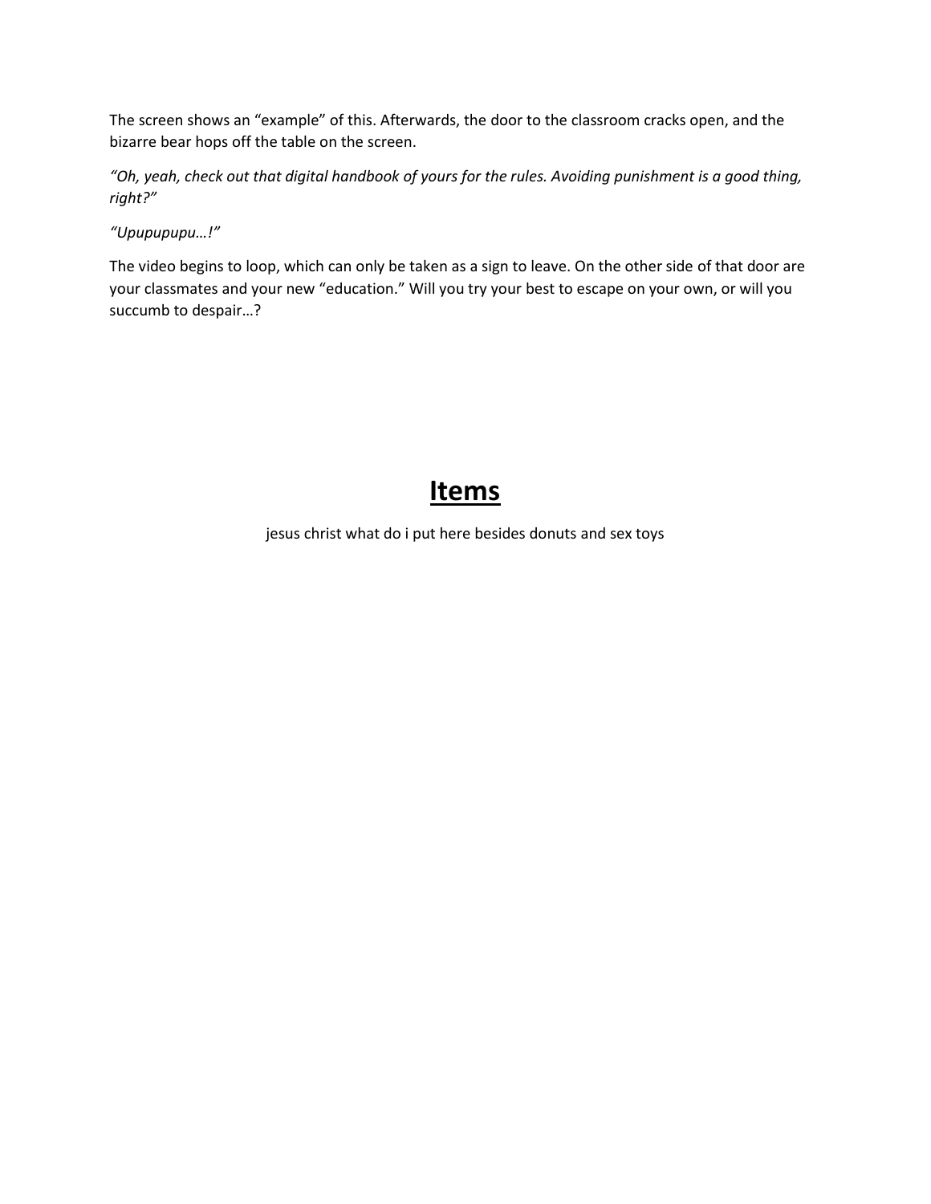The screen shows an "example" of this. Afterwards, the door to the classroom cracks open, and the bizarre bear hops off the table on the screen.

*"Oh, yeah, check out that digital handbook of yours for the rules. Avoiding punishment is a good thing, right?"*

*"Upupupupu…!"*

The video begins to loop, which can only be taken as a sign to leave. On the other side of that door are your classmates and your new "education." Will you try your best to escape on your own, or will you succumb to despair…?

# <u>**Items**</u>

jesus christ what do i put here besides donuts and sex toys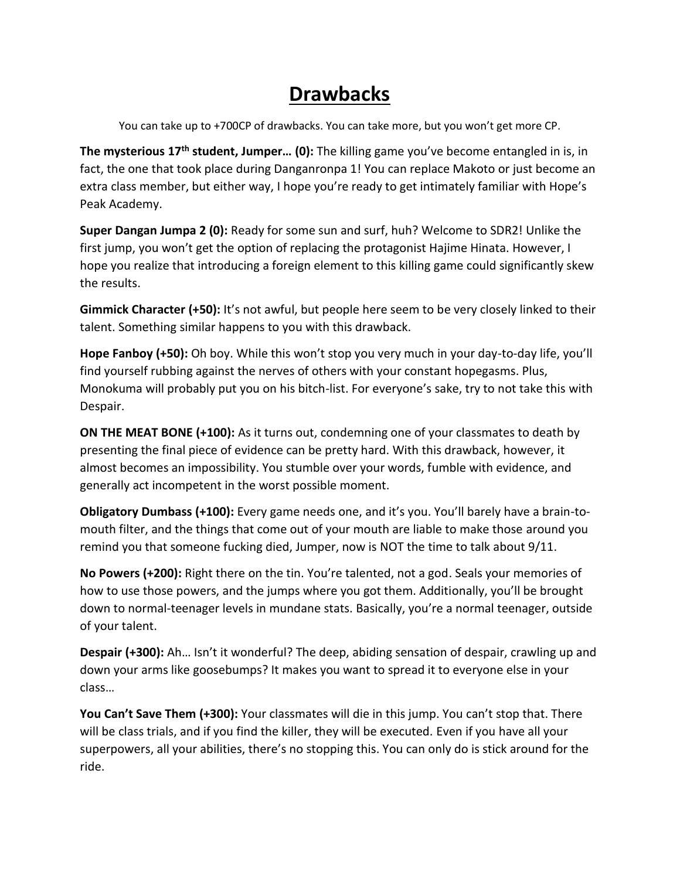# Drawbacks

You can take up to +700CP of drawbacks. You can take more, but you won't get more CP.

**The mysterious 17th student, Jumper… (0):** The killing game you've become entangled in is, in fact, the one that took place during Danganronpa 1! You can replace Makoto or just become an extra class member, but either way, I hope you're ready to get intimately familiar with Hope's Peak Academy.

**Super Dangan Jumpa 2 (0):** Ready for some sun and surf, huh? Welcome to SDR2! Unlike the first jump, you won't get the option of replacing the protagonist Hajime Hinata. However, I hope you realize that introducing a foreign element to this killing game could significantly skew the results.

**Gimmick Character (+50):** It's not awful, but people here seem to be very closely linked to their talent. Something similar happens to you with this drawback.

**Hope Fanboy (+50):** Oh boy. While this won't stop you very much in your day-to-day life, you'll find yourself rubbing against the nerves of others with your constant hopegasms. Plus, Monokuma will probably put you on his bitch-list. For everyone's sake, try to not take this with Despair.

**ON THE MEAT BONE (+100):** As it turns out, condemning one of your classmates to death by presenting the final piece of evidence can be pretty hard. With this drawback, however, it almost becomes an impossibility. You stumble over your words, fumble with evidence, and generally act incompetent in the worst possible moment.

**Obligatory Dumbass (+100):** Every game needs one, and it's you. You'll barely have a brain-to-mouth filter, and the things that come out of your mouth are liable to make those around you remind you that someone fucking died, Jumper, now is NOT the time to talk about 9/11.

**No Powers (+200):** Right there on the tin. You're talented, not a god. Seals your memories of how to use those powers, and the jumps where you got them. Additionally, you'll be brought down to normal-teenager levels in mundane stats. Basically, you're a normal teenager, outside of your talent.

**Despair (+300):** Ah… Isn't it wonderful? The deep, abiding sensation of despair, crawling up and down your arms like goosebumps? It makes you want to spread it to everyone else in your class…

**You Can't Save Them (+300):** Your classmates will die in this jump. You can't stop that. There will be class trials, and if you find the killer, they will be executed. Even if you have all your superpowers, all your abilities, there's no stopping this. You can only do is stick around for the ride.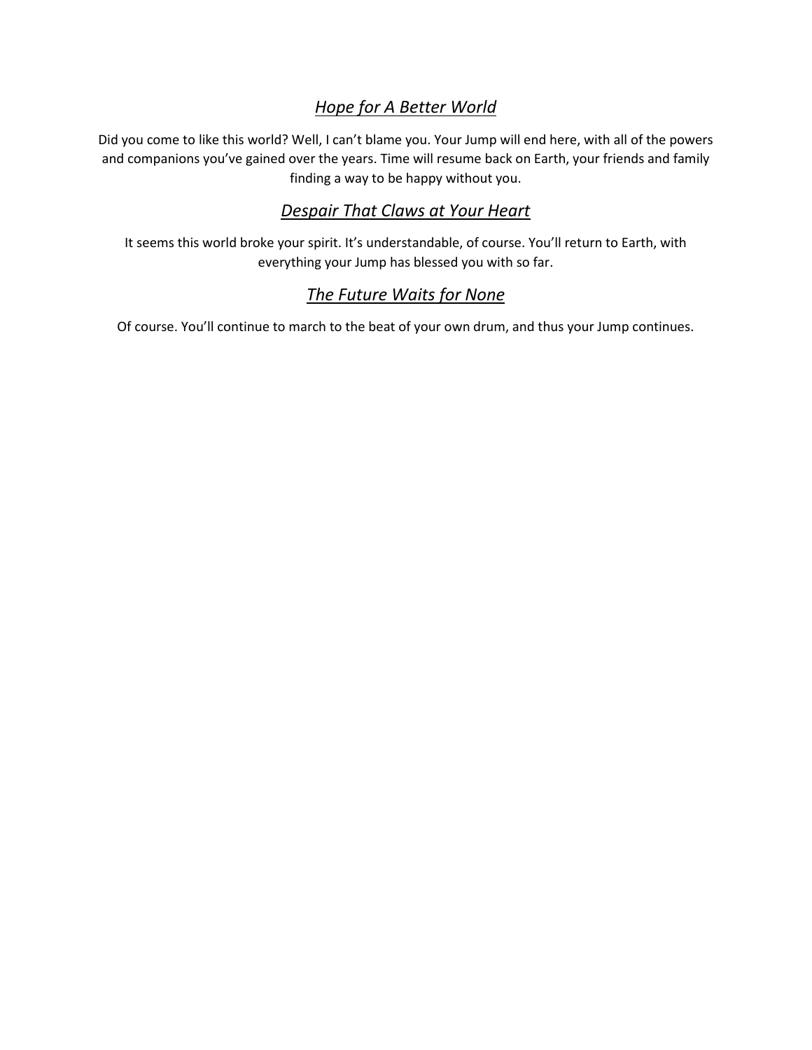## *Hope for A Better World*

Did you come to like this world? Well, I can't blame you. Your Jump will end here, with all of the powers and companions you've gained over the years. Time will resume back on Earth, your friends and family finding a way to be happy without you.

## *Despair That Claws at Your Heart*

It seems this world broke your spirit. It's understandable, of course. You'll return to Earth, with everything your Jump has blessed you with so far.

## *The Future Waits for None*

Of course. You'll continue to march to the beat of your own drum, and thus your Jump continues.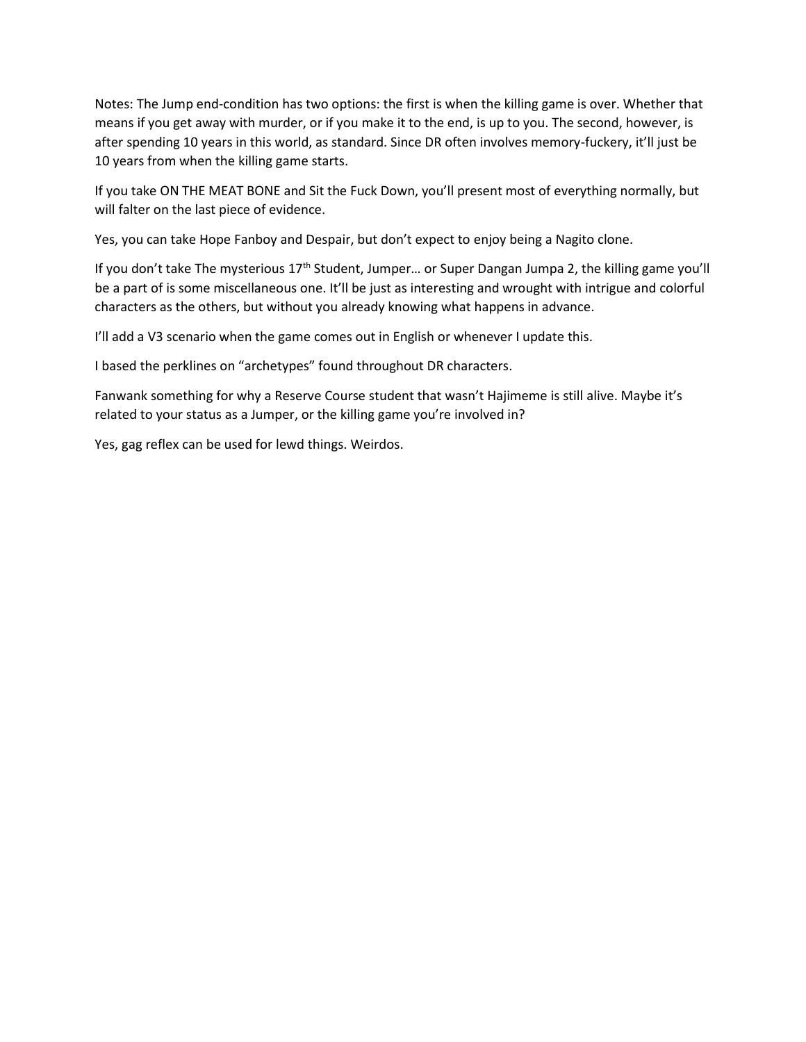Notes: The Jump end-condition has two options: the first is when the killing game is over. Whether that means if you get away with murder, or if you make it to the end, is up to you. The second, however, is after spending 10 years in this world, as standard. Since DR often involves memory-fuckery, it'll just be 10 years from when the killing game starts.

If you take ON THE MEAT BONE and Sit the Fuck Down, you'll present most of everything normally, but will falter on the last piece of evidence.

Yes, you can take Hope Fanboy and Despair, but don't expect to enjoy being a Nagito clone.

If you don't take The mysterious 17th Student, Jumper… or Super Dangan Jumpa 2, the killing game you'll be a part of is some miscellaneous one. It'll be just as interesting and wrought with intrigue and colorful characters as the others, but without you already knowing what happens in advance.

I'll add a V3 scenario when the game comes out in English or whenever I update this.

I based the perklines on "archetypes" found throughout DR characters.

Fanwank something for why a Reserve Course student that wasn't Hajimeme is still alive. Maybe it's related to your status as a Jumper, or the killing game you're involved in?

Yes, gag reflex can be used for lewd things. Weirdos.